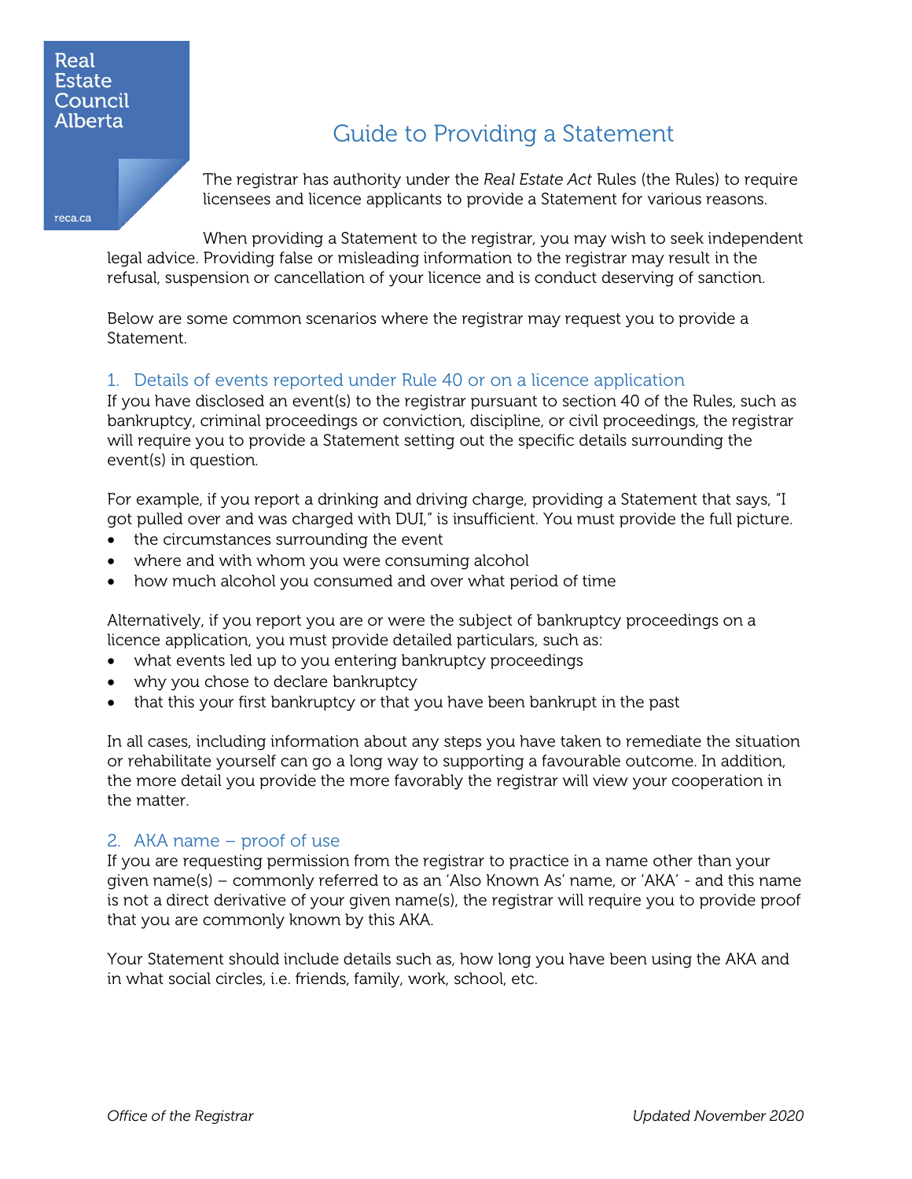Real Estate Council Alberta

reca.ca

# Guide to Providing a Statement

The registrar has authority under the *Real Estate Act* Rules (the Rules) to require licensees and licence applicants to provide a Statement for various reasons.

When providing a Statement to the registrar, you may wish to seek independent legal advice. Providing false or misleading information to the registrar may result in the refusal, suspension or cancellation of your licence and is conduct deserving of sanction.

Below are some common scenarios where the registrar may request you to provide a Statement.

## 1. Details of events reported under Rule 40 or on a licence application

If you have disclosed an event(s) to the registrar pursuant to section 40 of the Rules, such as bankruptcy, criminal proceedings or conviction, discipline, or civil proceedings, the registrar will require you to provide a Statement setting out the specific details surrounding the event(s) in question.

For example, if you report a drinking and driving charge, providing a Statement that says, "I got pulled over and was charged with DUI," is insufficient. You must provide the full picture.

- the circumstances surrounding the event
- where and with whom you were consuming alcohol
- how much alcohol you consumed and over what period of time

Alternatively, if you report you are or were the subject of bankruptcy proceedings on a licence application, you must provide detailed particulars, such as:

- what events led up to you entering bankruptcy proceedings
- why you chose to declare bankruptcy
- that this your first bankruptcy or that you have been bankrupt in the past

In all cases, including information about any steps you have taken to remediate the situation or rehabilitate yourself can go a long way to supporting a favourable outcome. In addition, the more detail you provide the more favorably the registrar will view your cooperation in the matter.

## 2. AKA name – proof of use

If you are requesting permission from the registrar to practice in a name other than your given name(s) – commonly referred to as an 'Also Known As' name, or 'AKA' - and this name is not a direct derivative of your given name(s), the registrar will require you to provide proof that you are commonly known by this AKA.

Your Statement should include details such as, how long you have been using the AKA and in what social circles, i.e. friends, family, work, school, etc.

*Office of the Registrar* *Updated November 2020*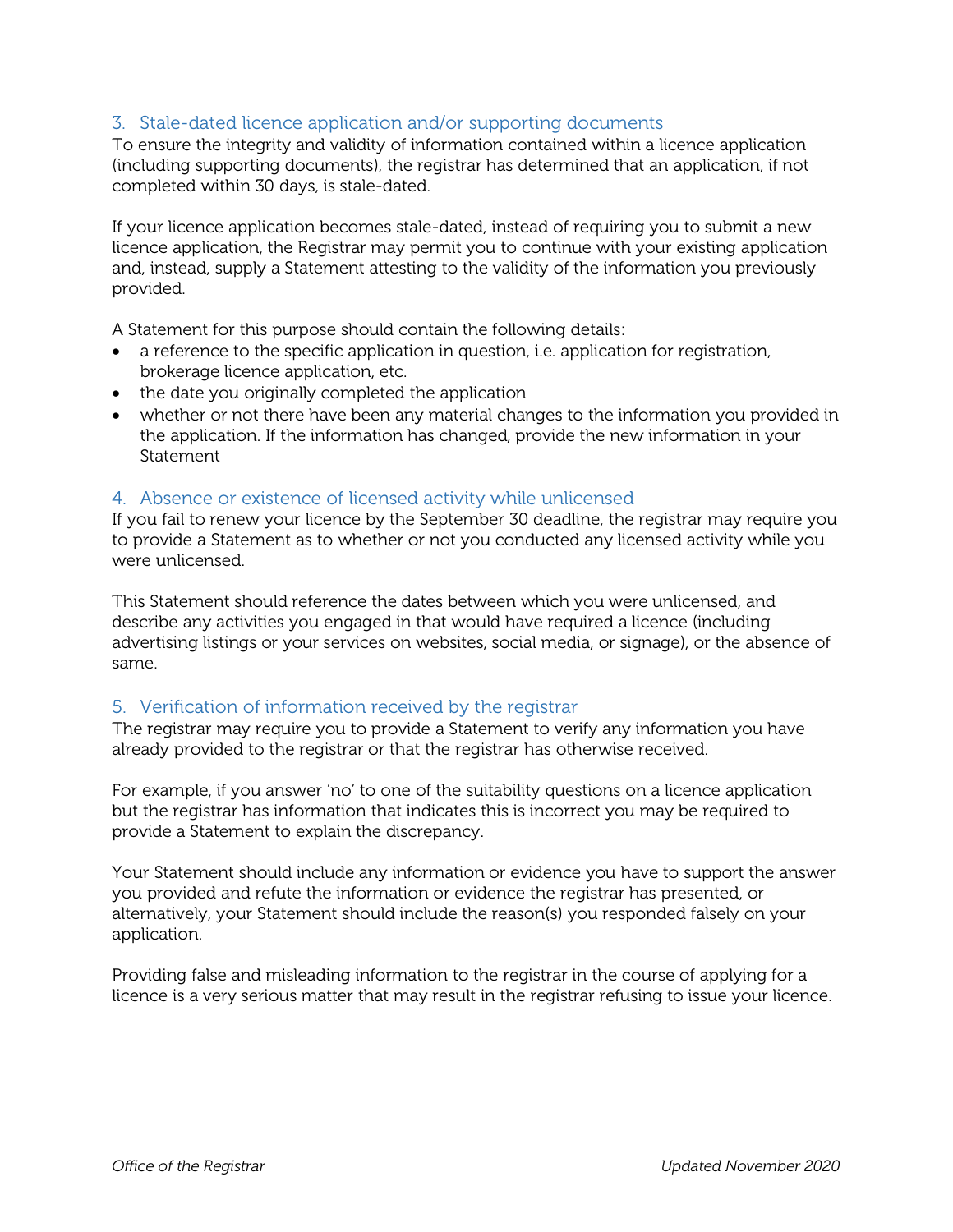## 3. Stale-dated licence application and/or supporting documents

To ensure the integrity and validity of information contained within a licence application (including supporting documents), the registrar has determined that an application, if not completed within 30 days, is stale-dated.

If your licence application becomes stale-dated, instead of requiring you to submit a new licence application, the Registrar may permit you to continue with your existing application and, instead, supply a Statement attesting to the validity of the information you previously provided.

A Statement for this purpose should contain the following details:

- a reference to the specific application in question, i.e. application for registration, brokerage licence application, etc.
- the date you originally completed the application
- whether or not there have been any material changes to the information you provided in the application. If the information has changed, provide the new information in your Statement

## 4. Absence or existence of licensed activity while unlicensed

If you fail to renew your licence by the September 30 deadline, the registrar may require you to provide a Statement as to whether or not you conducted any licensed activity while you were unlicensed.

This Statement should reference the dates between which you were unlicensed, and describe any activities you engaged in that would have required a licence (including advertising listings or your services on websites, social media, or signage), or the absence of same.

## 5. Verification of information received by the registrar

The registrar may require you to provide a Statement to verify any information you have already provided to the registrar or that the registrar has otherwise received.

For example, if you answer 'no' to one of the suitability questions on a licence application but the registrar has information that indicates this is incorrect you may be required to provide a Statement to explain the discrepancy.

Your Statement should include any information or evidence you have to support the answer you provided and refute the information or evidence the registrar has presented, or alternatively, your Statement should include the reason(s) you responded falsely on your application.

Providing false and misleading information to the registrar in the course of applying for a licence is a very serious matter that may result in the registrar refusing to issue your licence.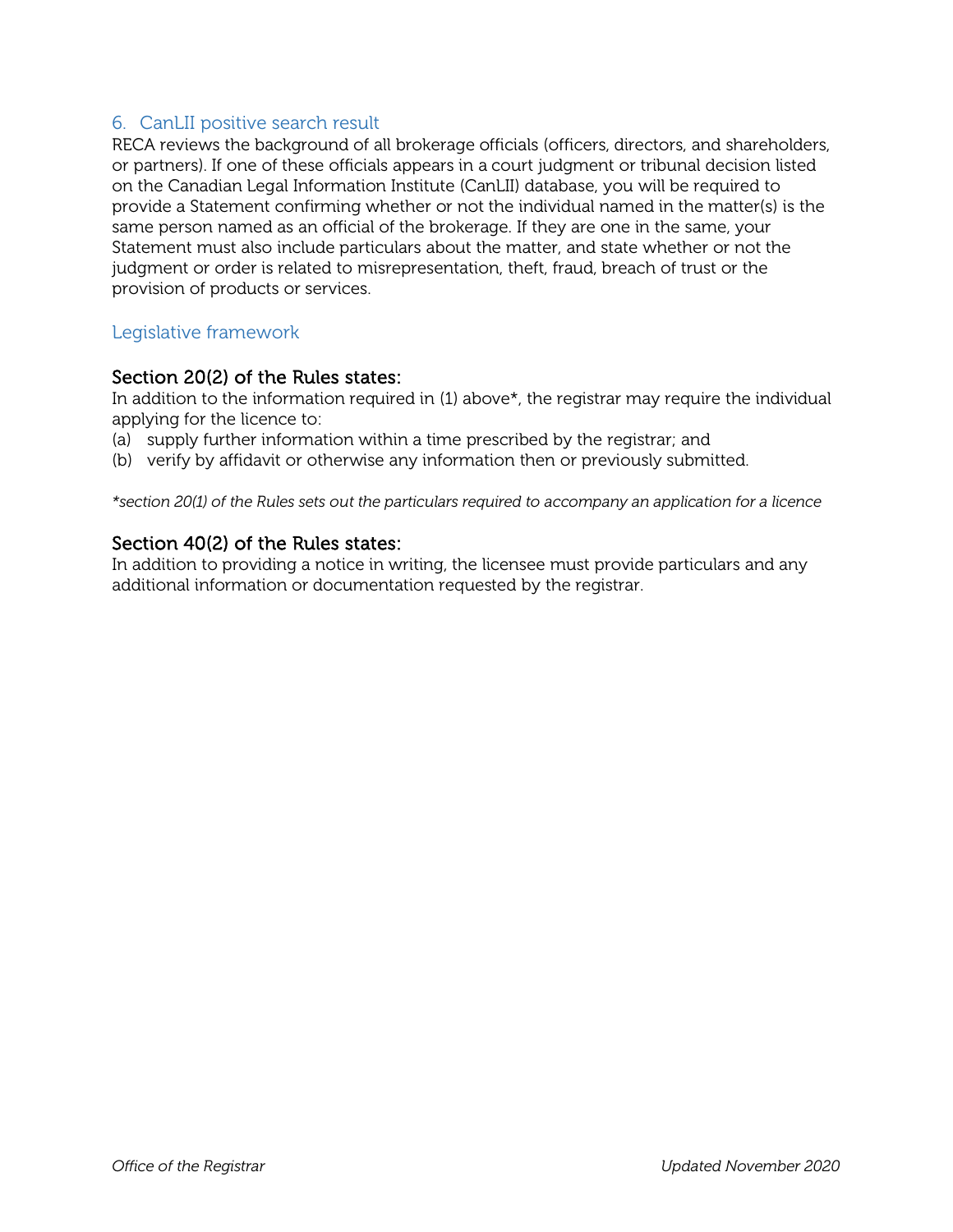## 6. CanLII positive search result

RECA reviews the background of all brokerage officials (officers, directors, and shareholders, or partners). If one of these officials appears in a court judgment or tribunal decision listed on the Canadian Legal Information Institute (CanLII) database, you will be required to provide a Statement confirming whether or not the individual named in the matter(s) is the same person named as an official of the brokerage. If they are one in the same, your Statement must also include particulars about the matter, and state whether or not the judgment or order is related to misrepresentation, theft, fraud, breach of trust or the provision of products or services.

## Legislative framework

### Section 20(2) of the Rules states:

In addition to the information required in (1) above*, the registrar may require the individual applying for the licence to:

(a) supply further information within a time prescribed by the registrar; and
(b) verify by affidavit or otherwise any information then or previously submitted.

*\*section 20(1) of the Rules sets out the particulars required to accompany an application for a licence*

### Section 40(2) of the Rules states:

In addition to providing a notice in writing, the licensee must provide particulars and any additional information or documentation requested by the registrar.